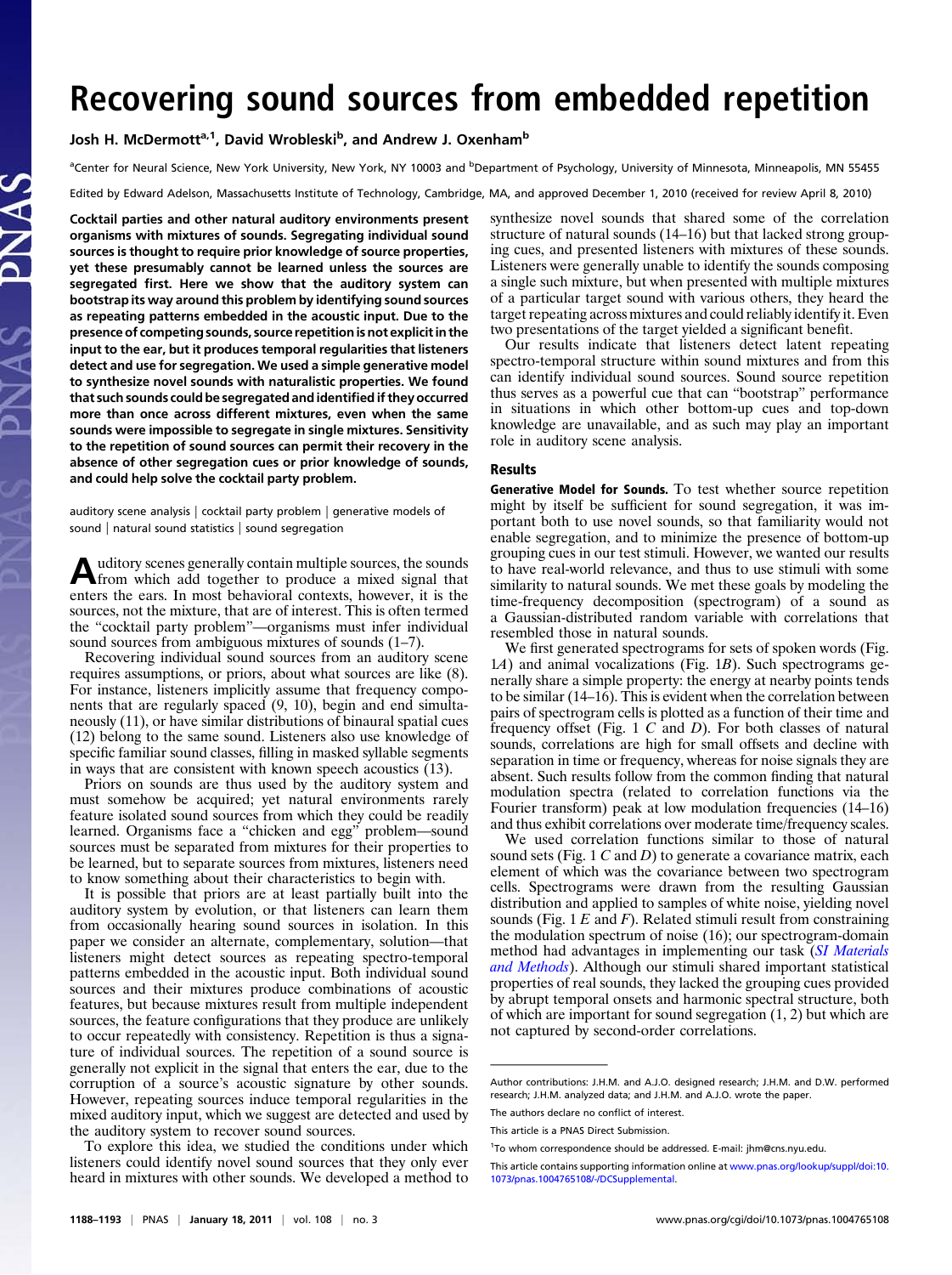# Recovering sound sources from embedded repetition

Josh H. McDermott[a,1], David Wrobleski[b], and Andrew J. Oxenham[b]

[a]Center for Neural Science, New York University, New York, NY 10003 and [b]Department of Psychology, University of Minnesota, Minneapolis, MN 55455

Edited by Edward Adelson, Massachusetts Institute of Technology, Cambridge, MA, and approved December 1, 2010 (received for review April 8, 2010)

**Cocktail parties and other natural auditory environments present organisms with mixtures of sounds. Segregating individual sound sources is thought to require prior knowledge of source properties, yet these presumably cannot be learned unless the sources are segregated first. Here we show that the auditory system can bootstrap its way around this problem by identifying sound sources as repeating patterns embedded in the acoustic input. Due to the presence of competing sounds, source repetition is not explicit in the input to the ear, but it produces temporal regularities that listeners detect and use for segregation. We used a simple generative model to synthesize novel sounds with naturalistic properties. We found that such sounds could be segregated and identified if they occurred more than once across different mixtures, even when the same sounds were impossible to segregate in single mixtures. Sensitivity to the repetition of sound sources can permit their recovery in the absence of other segregation cues or prior knowledge of sounds, and could help solve the cocktail party problem.**

auditory scene analysis | cocktail party problem | generative models of sound | natural sound statistics | sound segregation

Auditory scenes generally contain multiple sources, the sounds from which add together to produce a mixed signal that enters the ears. In most behavioral contexts, however, it is the sources, not the mixture, that are of interest. This is often termed the "cocktail party problem"—organisms must infer individual sound sources from ambiguous mixtures of sounds (1–7).

Recovering individual sound sources from an auditory scene requires assumptions, or priors, about what sources are like (8). For instance, listeners implicitly assume that frequency components that are regularly spaced (9, 10), begin and end simultaneously (11), or have similar distributions of binaural spatial cues (12) belong to the same sound. Listeners also use knowledge of specific familiar sound classes, filling in masked syllable segments in ways that are consistent with known speech acoustics (13).

Priors on sounds are thus used by the auditory system and must somehow be acquired; yet natural environments rarely feature isolated sound sources from which they could be readily learned. Organisms face a "chicken and egg" problem—sound sources must be separated from mixtures for their properties to be learned, but to separate sources from mixtures, listeners need to know something about their characteristics to begin with.

It is possible that priors are at least partially built into the auditory system by evolution, or that listeners can learn them from occasionally hearing sound sources in isolation. In this paper we consider an alternate, complementary, solution—that listeners might detect sources as repeating spectro-temporal patterns embedded in the acoustic input. Both individual sound sources and their mixtures produce combinations of acoustic features, but because mixtures result from multiple independent sources, the feature configurations that they produce are unlikely to occur repeatedly with consistency. Repetition is thus a signature of individual sources. The repetition of a sound source is generally not explicit in the signal that enters the ear, due to the corruption of a source's acoustic signature by other sounds. However, repeating sources induce temporal regularities in the mixed auditory input, which we suggest are detected and used by the auditory system to recover sound sources.

To explore this idea, we studied the conditions under which listeners could identify novel sound sources that they only ever heard in mixtures with other sounds. We developed a method to synthesize novel sounds that shared some of the correlation structure of natural sounds (14–16) but that lacked strong grouping cues, and presented listeners with mixtures of these sounds. Listeners were generally unable to identify the sounds composing a single such mixture, but when presented with multiple mixtures of a particular target sound with various others, they heard the target repeating across mixtures and could reliably identify it. Even two presentations of the target yielded a significant benefit.

Our results indicate that listeners detect latent repeating spectro-temporal structure within sound mixtures and from this can identify individual sound sources. Sound source repetition thus serves as a powerful cue that can "bootstrap" performance in situations in which other bottom-up cues and top-down knowledge are unavailable, and as such may play an important role in auditory scene analysis.

## Results

**Generative Model for Sounds.** To test whether source repetition might by itself be sufficient for sound segregation, it was important both to use novel sounds, so that familiarity would not enable segregation, and to minimize the presence of bottom-up grouping cues in our test stimuli. However, we wanted our results to have real-world relevance, and thus to use stimuli with some similarity to natural sounds. We met these goals by modeling the time-frequency decomposition (spectrogram) of a sound as a Gaussian-distributed random variable with correlations that resembled those in natural sounds.

We first generated spectrograms for sets of spoken words (Fig. 1*A*) and animal vocalizations (Fig. 1*B*). Such spectrograms generally share a simple property: the energy at nearby points tends to be similar (14–16). This is evident when the correlation between pairs of spectrogram cells is plotted as a function of their time and frequency offset (Fig. 1 *C* and *D*). For both classes of natural sounds, correlations are high for small offsets and decline with separation in time or frequency, whereas for noise signals they are absent. Such results follow from the common finding that natural modulation spectra (related to correlation functions via the Fourier transform) peak at low modulation frequencies (14–16) and thus exhibit correlations over moderate time/frequency scales.

We used correlation functions similar to those of natural sound sets (Fig. 1 *C* and *D*) to generate a covariance matrix, each element of which was the covariance between two spectrogram cells. Spectrograms were drawn from the resulting Gaussian distribution and applied to samples of white noise, yielding novel sounds (Fig. 1 *E* and *F*). Related stimuli result from constraining the modulation spectrum of noise (16); our spectrogram-domain method had advantages in implementing our task (*SI Materials and Methods*). Although our stimuli shared important statistical properties of real sounds, they lacked the grouping cues provided by abrupt temporal onsets and harmonic spectral structure, both of which are important for sound segregation (1, 2) but which are not captured by second-order correlations.

---

Author contributions: J.H.M. and A.J.O. designed research; J.H.M. and D.W. performed research; J.H.M. analyzed data; and J.H.M. and A.J.O. wrote the paper.

The authors declare no conflict of interest.

This article is a PNAS Direct Submission.

[1]To whom correspondence should be addressed. E-mail: jhm@cns.nyu.edu.

This article contains supporting information online at www.pnas.org/lookup/suppl/doi:10.1073/pnas.1004765108/-/DCSupplemental.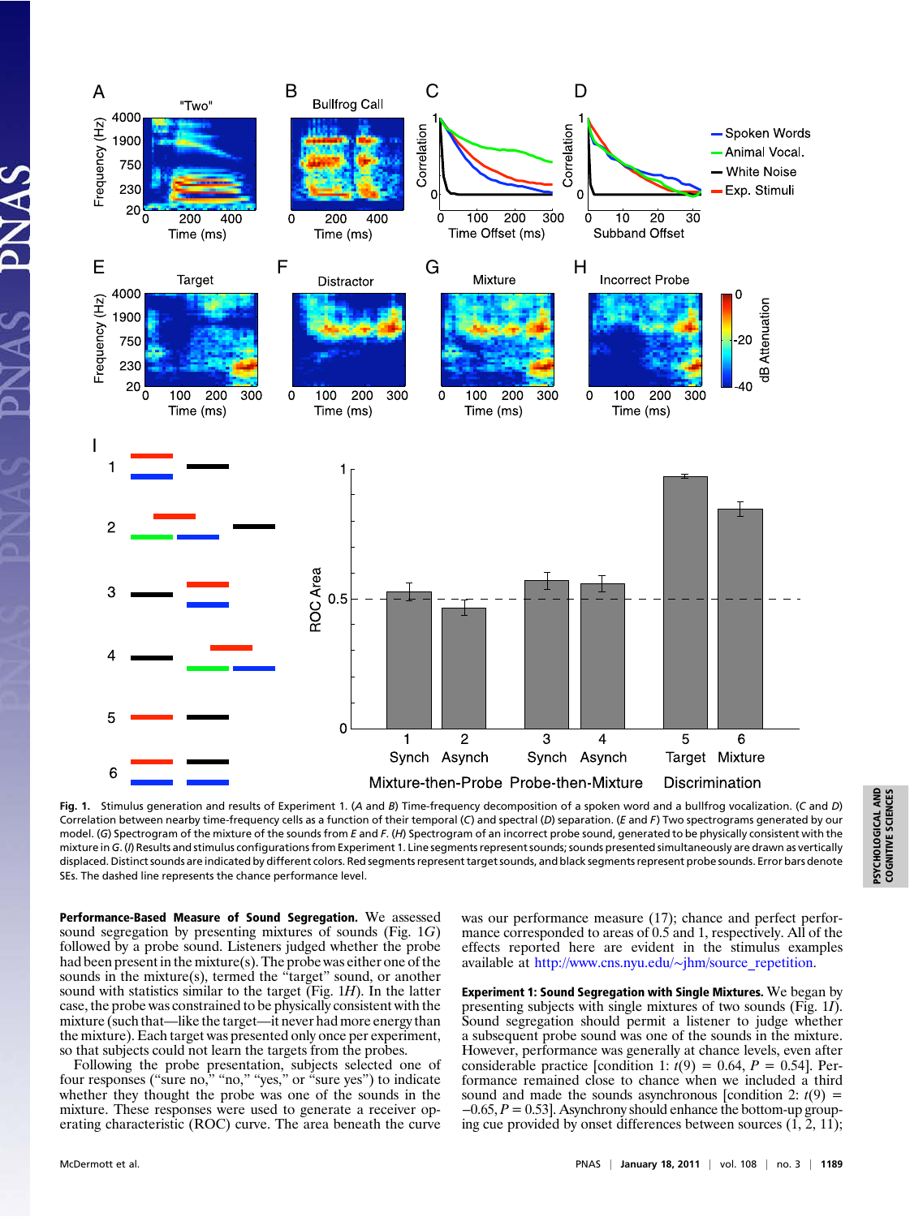**Fig. 1.** Stimulus generation and results of Experiment 1. (*A* and *B*) Time-frequency decomposition of a spoken word and a bullfrog vocalization. (*C* and *D*) Correlation between nearby time-frequency cells as a function of their temporal (*C*) and spectral (*D*) separation. (*E* and *F*) Two spectrograms generated by our model. (*G*) Spectrogram of the mixture of the sounds from *E* and *F*. (*H*) Spectrogram of an incorrect probe sound, generated to be physically consistent with the mixture in *G*. (*I*) Results and stimulus configurations from Experiment 1. Line segments represent sounds; sounds presented simultaneously are drawn as vertically displaced. Distinct sounds are indicated by different colors. Red segments represent target sounds, and black segments represent probe sounds. Error bars denote SEs. The dashed line represents the chance performance level.

**Performance-Based Measure of Sound Segregation.** We assessed sound segregation by presenting mixtures of sounds (Fig. 1*G*) followed by a probe sound. Listeners judged whether the probe had been present in the mixture(s). The probe was either one of the sounds in the mixture(s), termed the "target" sound, or another sound with statistics similar to the target (Fig. 1*H*). In the latter case, the probe was constrained to be physically consistent with the mixture (such that—like the target—it never had more energy than the mixture). Each target was presented only once per experiment, so that subjects could not learn the targets from the probes.

Following the probe presentation, subjects selected one of four responses ("sure no," "no," "yes," or "sure yes") to indicate whether they thought the probe was one of the sounds in the mixture. These responses were used to generate a receiver operating characteristic (ROC) curve. The area beneath the curve was our performance measure (17); chance and perfect performance corresponded to areas of 0.5 and 1, respectively. All of the effects reported here are evident in the stimulus examples available at http://www.cns.nyu.edu/~jhm/source_repetition.

**Experiment 1: Sound Segregation with Single Mixtures.** We began by presenting subjects with single mixtures of two sounds (Fig. 1*I*). Sound segregation should permit a listener to judge whether a subsequent probe sound was one of the sounds in the mixture. However, performance was generally at chance levels, even after considerable practice [condition 1: $t(9)$ = 0.64, $P$ = 0.54]. Performance remained close to chance when we included a third sound and made the sounds asynchronous [condition 2: $t(9)$ = −0.65, $P$ = 0.53]. Asynchrony should enhance the bottom-up grouping cue provided by onset differences between sources (1, 2, 11);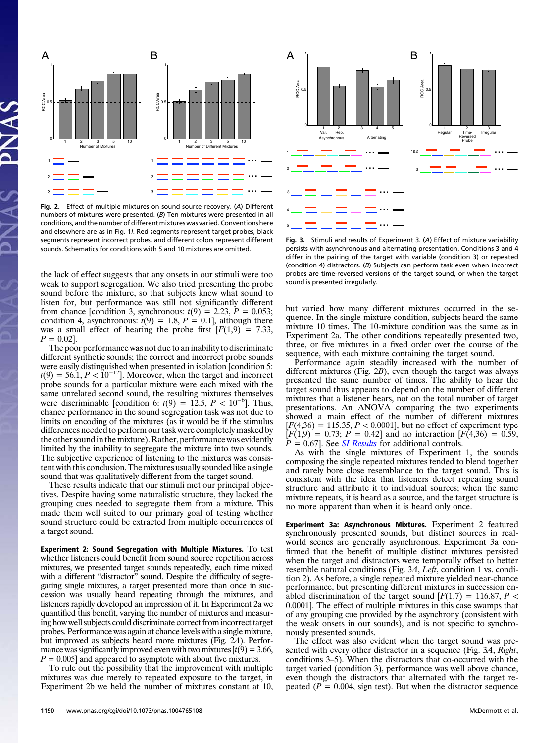Fig. 2. Effect of multiple mixtures on sound source recovery. (*A*) Different numbers of mixtures were presented. (*B*) Ten mixtures were presented in all conditions, and the number of different mixtures was varied. Conventions here and elsewhere are as in Fig. 1*I*. Red segments represent target probes, black segments represent incorrect probes, and different colors represent different sounds. Schematics for conditions with 5 and 10 mixtures are omitted.

the lack of effect suggests that any onsets in our stimuli were too weak to support segregation. We also tried presenting the probe sound before the mixture, so that subjects knew what sound to listen for, but performance was still not significantly different from chance [condition 3, synchronous: $t(9) = 2.23$, $P = 0.053$; condition 4, asynchronous: $t(9) = 1.8$, $P = 0.1$], although there was a small effect of hearing the probe first [$F(1,9) = 7.33$, $P = 0.02$].

The poor performance was not due to an inability to discriminate different synthetic sounds; the correct and incorrect probe sounds were easily distinguished when presented in isolation [condition 5: $t(9) = 56.1$, $P < 10^{-12}$]. Moreover, when the target and incorrect probe sounds for a particular mixture were each mixed with the same unrelated second sound, the resulting mixtures themselves were discriminable [condition 6: $t(9) = 12.5$, $P < 10^{-6}$]. Thus, chance performance in the sound segregation task was not due to limits on encoding of the mixtures (as it would be if the stimulus differences needed to perform our task were completely masked by the other sound in the mixture). Rather, performance was evidently limited by the inability to segregate the mixture into two sounds. The subjective experience of listening to the mixtures was consistent with this conclusion. The mixtures usually sounded like a single sound that was qualitatively different from the target sound.

These results indicate that our stimuli met our principal objectives. Despite having some naturalistic structure, they lacked the grouping cues needed to segregate them from a mixture. This made them well suited to our primary goal of testing whether sound structure could be extracted from multiple occurrences of a target sound.

**Experiment 2: Sound Segregation with Multiple Mixtures.** To test whether listeners could benefit from sound source repetition across mixtures, we presented target sounds repeatedly, each time mixed with a different "distractor" sound. Despite the difficulty of segregating single mixtures, a target presented more than once in succession was usually heard repeating through the mixtures, and listeners rapidly developed an impression of it. In Experiment 2a we quantified this benefit, varying the number of mixtures and measuring how well subjects could discriminate correct from incorrect target probes. Performance was again at chance levels with a single mixture, but improved as subjects heard more mixtures (Fig. 2*A*). Performance was significantly improved even with two mixtures [$t(9) = 3.66$, $P = 0.005$] and appeared to asymptote with about five mixtures.

To rule out the possibility that the improvement with multiple mixtures was due merely to repeated exposure to the target, in Experiment 2b we held the number of mixtures constant at 10, but varied how many different mixtures occurred in the sequence. In the single-mixture condition, subjects heard the same mixture 10 times. The 10-mixture condition was the same as in Experiment 2a. The other conditions repeatedly presented two, three, or five mixtures in a fixed order over the course of the sequence, with each mixture containing the target sound.

Performance again steadily increased with the number of different mixtures (Fig. 2*B*), even though the target was always presented the same number of times. The ability to hear the target sound thus appears to depend on the number of different mixtures that a listener hears, not on the total number of target presentations. An ANOVA comparing the two experiments showed a main effect of the number of different mixtures [$F(4,36) = 115.35$, $P < 0.0001$], but no effect of experiment type [$F(1,9) = 0.73$; $P = 0.42$] and no interaction [$F(4,36) = 0.59$, $P = 0.67$]. See *SI Results* for additional controls.

As with the single mixtures of Experiment 1, the sounds composing the single repeated mixtures tended to blend together and rarely bore close resemblance to the target sound. This is consistent with the idea that listeners detect repeating sound structure and attribute it to individual sources; when the same mixture repeats, it is heard as a source, and the target structure is no more apparent than when it is heard only once.

Fig. 3. Stimuli and results of Experiment 3. (*A*) Effect of mixture variability persists with asynchronous and alternating presentation. Conditions 3 and 4 differ in the pairing of the target with variable (condition 3) or repeated (condition 4) distractors. (*B*) Subjects can perform task even when incorrect probes are time-reversed versions of the target sound, or when the target sound is presented irregularly.

**Experiment 3a: Asynchronous Mixtures.** Experiment 2 featured synchronously presented sounds, but distinct sources in real-world scenes are generally asynchronous. Experiment 3a confirmed that the benefit of multiple distinct mixtures persisted when the target and distractors were temporally offset to better resemble natural conditions (Fig. 3*A*, *Left*, condition 1 vs. condition 2). As before, a single repeated mixture yielded near-chance performance, but presenting different mixtures in succession enabled discrimination of the target sound [$F(1,7) = 116.87$, $P < 0.0001$]. The effect of multiple mixtures in this case swamps that of any grouping cue provided by the asynchrony (consistent with the weak onsets in our sounds), and is not specific to synchronously presented sounds.

The effect was also evident when the target sound was presented with every other distractor in a sequence (Fig. 3*A*, *Right*, conditions 3–5). When the distractors that co-occurred with the target sound varied (condition 3), performance was well above chance, even though the distractors that alternated with the target repeated ($P = 0.004$, sign test). But when the distractor sequence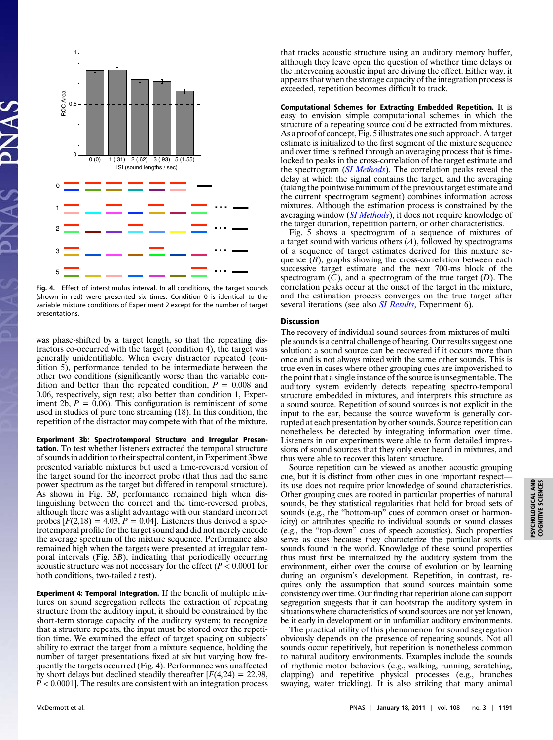1

0.5

0

ROC Area

0 (0)    1 (.31)    2 (.62)    3 (.93)    5 (1.55)

ISI (sound lengths / sec)

0

1

2

3

5

**Fig. 4.** Effect of interstimulus interval. In all conditions, the target sounds (shown in red) were presented six times. Condition 0 is identical to the variable mixture conditions of Experiment 2 except for the number of target presentations.

was phase-shifted by a target length, so that the repeating distractors co-occurred with the target (condition 4), the target was generally unidentifiable. When every distractor repeated (condition 5), performance tended to be intermediate between the other two conditions (significantly worse than the variable condition and better than the repeated condition, $P = 0.008$ and 0.06, respectively, sign test; also better than condition 1, Experiment 2b, $P = 0.06$). This configuration is reminiscent of some used in studies of pure tone streaming (18). In this condition, the repetition of the distractor may compete with that of the mixture.

**Experiment 3b: Spectrotemporal Structure and Irregular Presentation.** To test whether listeners extracted the temporal structure of sounds in addition to their spectral content, in Experiment 3b we presented variable mixtures but used a time-reversed version of the target sound for the incorrect probe (that thus had the same power spectrum as the target but differed in temporal structure). As shown in Fig. 3*B*, performance remained high when distinguishing between the correct and the time-reversed probes, although there was a slight advantage with our standard incorrect probes [$F(2,18) = 4.03$, $P = 0.04$]. Listeners thus derived a spectrotemporal profile for the target sound and did not merely encode the average spectrum of the mixture sequence. Performance also remained high when the targets were presented at irregular temporal intervals (Fig. 3*B*), indicating that periodically occurring acoustic structure was not necessary for the effect ($P < 0.0001$ for both conditions, two-tailed *t* test).

**Experiment 4: Temporal Integration.** If the benefit of multiple mixtures on sound segregation reflects the extraction of repeating structure from the auditory input, it should be constrained by the short-term storage capacity of the auditory system; to recognize that a structure repeats, the input must be stored over the repetition time. We examined the effect of target spacing on subjects' ability to extract the target from a mixture sequence, holding the number of target presentations fixed at six but varying how frequently the targets occurred (Fig. 4). Performance was unaffected by short delays but declined steadily thereafter [$F(4,24) = 22.98$, $P < 0.0001$]. The results are consistent with an integration process that tracks acoustic structure using an auditory memory buffer, although they leave open the question of whether time delays or the intervening acoustic input are driving the effect. Either way, it appears that when the storage capacity of the integration process is exceeded, repetition becomes difficult to track.

**Computational Schemes for Extracting Embedded Repetition.** It is easy to envision simple computational schemes in which the structure of a repeating source could be extracted from mixtures. As a proof of concept, Fig. 5 illustrates one such approach. A target estimate is initialized to the first segment of the mixture sequence and over time is refined through an averaging process that is time-locked to peaks in the cross-correlation of the target estimate and the spectrogram (*SI Methods*). The correlation peaks reveal the delay at which the signal contains the target, and the averaging (taking the pointwise minimum of the previous target estimate and the current spectrogram segment) combines information across mixtures. Although the estimation process is constrained by the averaging window (*SI Methods*), it does not require knowledge of the target duration, repetition pattern, or other characteristics.

Fig. 5 shows a spectrogram of a sequence of mixtures of a target sound with various others (*A*), followed by spectrograms of a sequence of target estimates derived for this mixture sequence (*B*), graphs showing the cross-correlation between each successive target estimate and the next 700-ms block of the spectrogram (*C*), and a spectrogram of the true target (*D*). The correlation peaks occur at the onset of the target in the mixture, and the estimation process converges on the true target after several iterations (see also *SI Results*, Experiment 6).

## Discussion

The recovery of individual sound sources from mixtures of multiple sounds is a central challenge of hearing. Our results suggest one solution: a sound source can be recovered if it occurs more than once and is not always mixed with the same other sounds. This is true even in cases where other grouping cues are impoverished to the point that a single instance of the source is unsegmentable. The auditory system evidently detects repeating spectro-temporal structure embedded in mixtures, and interprets this structure as a sound source. Repetition of sound sources is not explicit in the input to the ear, because the source waveform is generally corrupted at each presentation by other sounds. Source repetition can nonetheless be detected by integrating information over time. Listeners in our experiments were able to form detailed impressions of sound sources that they only ever heard in mixtures, and thus were able to recover this latent structure.

Source repetition can be viewed as another acoustic grouping cue, but it is distinct from other cues in one important respect—its use does not require prior knowledge of sound characteristics. Other grouping cues are rooted in particular properties of natural sounds, be they statistical regularities that hold for broad sets of sounds (e.g., the "bottom-up" cues of common onset or harmonicity) or attributes specific to individual sounds or sound classes (e.g., the "top-down" cues of speech acoustics). Such properties serve as cues because they characterize the particular sorts of sounds found in the world. Knowledge of these sound properties thus must first be internalized by the auditory system from the environment, either over the course of evolution or by learning during an organism's development. Repetition, in contrast, requires only the assumption that sound sources maintain some consistency over time. Our finding that repetition alone can support segregation suggests that it can bootstrap the auditory system in situations where characteristics of sound sources are not yet known, be it early in development or in unfamiliar auditory environments.

The practical utility of this phenomenon for sound segregation obviously depends on the presence of repeating sounds. Not all sounds occur repetitively, but repetition is nonetheless common to natural auditory environments. Examples include the sounds of rhythmic motor behaviors (e.g., walking, running, scratching, clapping) and repetitive physical processes (e.g., branches swaying, water trickling). It is also striking that many animal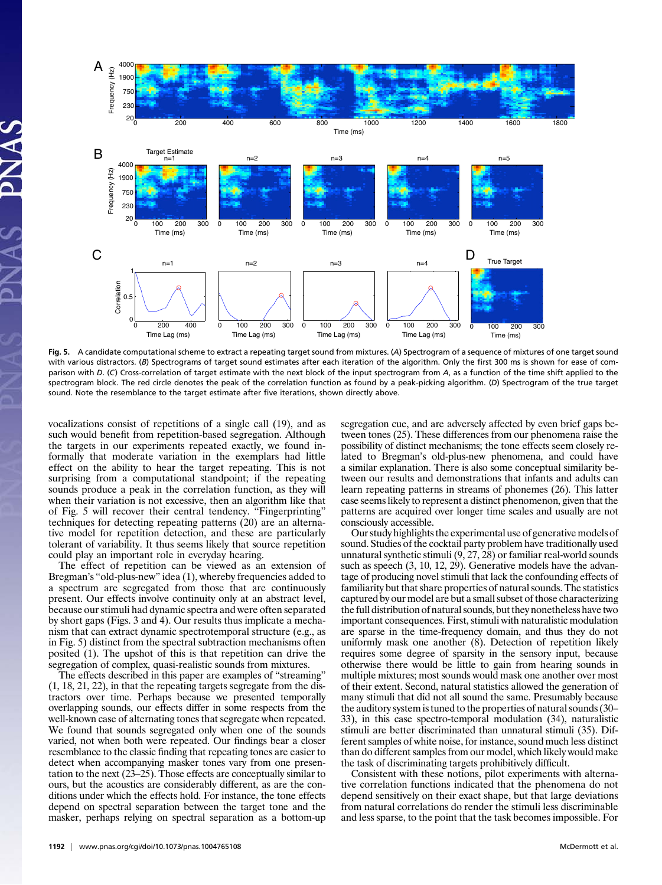**Fig. 5.** A candidate computational scheme to extract a repeating target sound from mixtures. (*A*) Spectrogram of a sequence of mixtures of one target sound with various distractors. (*B*) Spectrograms of target sound estimates after each iteration of the algorithm. Only the first 300 ms is shown for ease of comparison with *D*. (*C*) Cross-correlation of target estimate with the next block of the input spectrogram from *A*, as a function of the time shift applied to the spectrogram block. The red circle denotes the peak of the correlation function as found by a peak-picking algorithm. (*D*) Spectrogram of the true target sound. Note the resemblance to the target estimate after five iterations, shown directly above.

vocalizations consist of repetitions of a single call (19), and as such would benefit from repetition-based segregation. Although the targets in our experiments repeated exactly, we found informally that moderate variation in the exemplars had little effect on the ability to hear the target repeating. This is not surprising from a computational standpoint; if the repeating sounds produce a peak in the correlation function, as they will when their variation is not excessive, then an algorithm like that of Fig. 5 will recover their central tendency. "Fingerprinting" techniques for detecting repeating patterns (20) are an alternative model for repetition detection, and these are particularly tolerant of variability. It thus seems likely that source repetition could play an important role in everyday hearing.

The effect of repetition can be viewed as an extension of Bregman's "old-plus-new" idea (1), whereby frequencies added to a spectrum are segregated from those that are continuously present. Our effects involve continuity only at an abstract level, because our stimuli had dynamic spectra and were often separated by short gaps (Figs. 3 and 4). Our results thus implicate a mechanism that can extract dynamic spectrotemporal structure (e.g., as in Fig. 5) distinct from the spectral subtraction mechanisms often posited (1). The upshot of this is that repetition can drive the segregation of complex, quasi-realistic sounds from mixtures.

The effects described in this paper are examples of "streaming" (1, 18, 21, 22), in that the repeating targets segregate from the distractors over time. Perhaps because we presented temporally overlapping sounds, our effects differ in some respects from the well-known case of alternating tones that segregate when repeated. We found that sounds segregated only when one of the sounds varied, not when both were repeated. Our findings bear a closer resemblance to the classic finding that repeating tones are easier to detect when accompanying masker tones vary from one presentation to the next (23–25). Those effects are conceptually similar to ours, but the acoustics are considerably different, as are the conditions under which the effects hold. For instance, the tone effects depend on spectral separation between the target tone and the masker, perhaps relying on spectral separation as a bottom-up segregation cue, and are adversely affected by even brief gaps between tones (25). These differences from our phenomena raise the possibility of distinct mechanisms; the tone effects seem closely related to Bregman's old-plus-new phenomena, and could have a similar explanation. There is also some conceptual similarity between our results and demonstrations that infants and adults can learn repeating patterns in streams of phonemes (26). This latter case seems likely to represent a distinct phenomenon, given that the patterns are acquired over longer time scales and usually are not consciously accessible.

Our study highlights the experimental use of generative models of sound. Studies of the cocktail party problem have traditionally used unnatural synthetic stimuli (9, 27, 28) or familiar real-world sounds such as speech (3, 10, 12, 29). Generative models have the advantage of producing novel stimuli that lack the confounding effects of familiarity but that share properties of natural sounds. The statistics captured by our model are but a small subset of those characterizing the full distribution of natural sounds, but they nonetheless have two important consequences. First, stimuli with naturalistic modulation are sparse in the time-frequency domain, and thus they do not uniformly mask one another (8). Detection of repetition likely requires some degree of sparsity in the sensory input, because otherwise there would be little to gain from hearing sounds in multiple mixtures; most sounds would mask one another over most of their extent. Second, natural statistics allowed the generation of many stimuli that did not all sound the same. Presumably because the auditory system is tuned to the properties of natural sounds (30–33), in this case spectro-temporal modulation (34), naturalistic stimuli are better discriminated than unnatural stimuli (35). Different samples of white noise, for instance, sound much less distinct than do different samples from our model, which likely would make the task of discriminating targets prohibitively difficult.

Consistent with these notions, pilot experiments with alternative correlation functions indicated that the phenomena do not depend sensitively on their exact shape, but that large deviations from natural correlations do render the stimuli less discriminable and less sparse, to the point that the task becomes impossible. For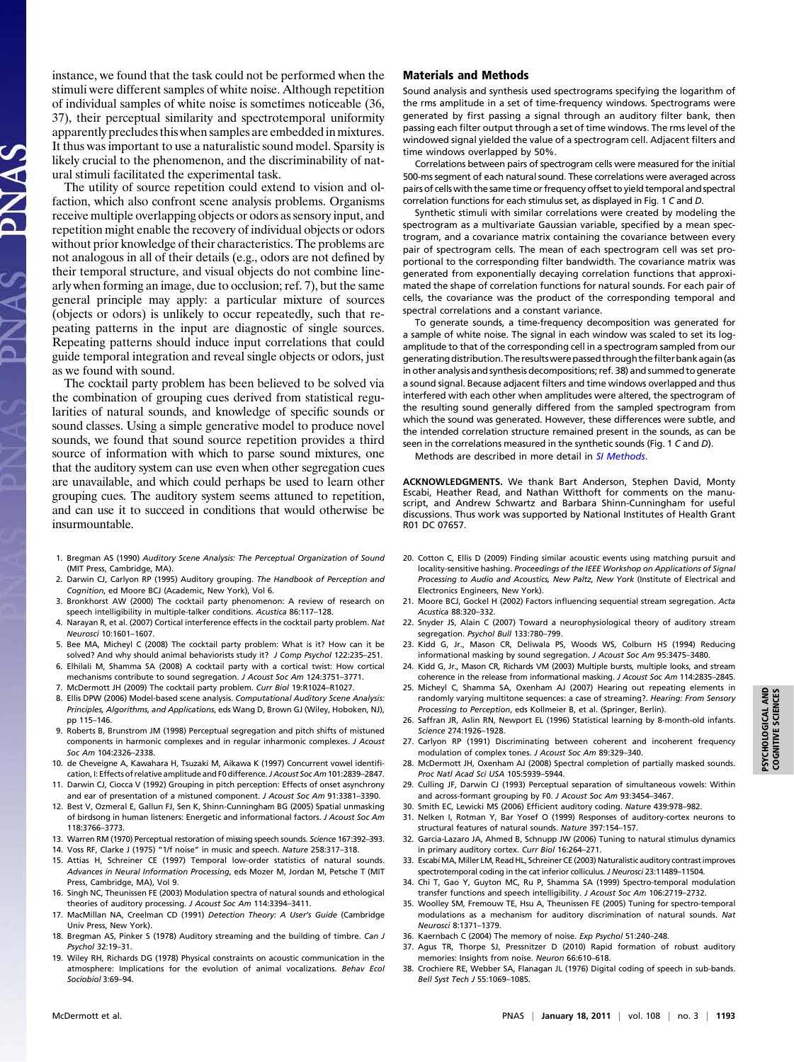instance, we found that the task could not be performed when the stimuli were different samples of white noise. Although repetition of individual samples of white noise is sometimes noticeable (36, 37), their perceptual similarity and spectrotemporal uniformity apparently precludes this when samples are embedded in mixtures. It thus was important to use a naturalistic sound model. Sparsity is likely crucial to the phenomenon, and the discriminability of natural stimuli facilitated the experimental task.

The utility of source repetition could extend to vision and olfaction, which also confront scene analysis problems. Organisms receive multiple overlapping objects or odors as sensory input, and repetition might enable the recovery of individual objects or odors without prior knowledge of their characteristics. The problems are not analogous in all of their details (e.g., odors are not defined by their temporal structure, and visual objects do not combine linearly when forming an image, due to occlusion; ref. 7), but the same general principle may apply: a particular mixture of sources (objects or odors) is unlikely to occur repeatedly, such that repeating patterns in the input are diagnostic of single sources. Repeating patterns should induce input correlations that could guide temporal integration and reveal single objects or odors, just as we found with sound.

The cocktail party problem has been believed to be solved via the combination of grouping cues derived from statistical regularities of natural sounds, and knowledge of specific sounds or sound classes. Using a simple generative model to produce novel sounds, we found that sound source repetition provides a third source of information with which to parse sound mixtures, one that the auditory system can use even when other segregation cues are unavailable, and which could perhaps be used to learn other grouping cues. The auditory system seems attuned to repetition, and can use it to succeed in conditions that would otherwise be insurmountable.

## Materials and Methods

Sound analysis and synthesis used spectrograms specifying the logarithm of the rms amplitude in a set of time-frequency windows. Spectrograms were generated by first passing a signal through an auditory filter bank, then passing each filter output through a set of time windows. The rms level of the windowed signal yielded the value of a spectrogram cell. Adjacent filters and time windows overlapped by 50%.

Correlations between pairs of spectrogram cells were measured for the initial 500-ms segment of each natural sound. These correlations were averaged across pairs of cells with the same time or frequency offset to yield temporal and spectral correlation functions for each stimulus set, as displayed in Fig. 1 *C* and *D*.

Synthetic stimuli with similar correlations were created by modeling the spectrogram as a multivariate Gaussian variable, specified by a mean spectrogram, and a covariance matrix containing the covariance between every pair of spectrogram cells. The mean of each spectrogram cell was set proportional to the corresponding filter bandwidth. The covariance matrix was generated from exponentially decaying correlation functions that approximated the shape of correlation functions for natural sounds. For each pair of cells, the covariance was the product of the corresponding temporal and spectral correlations and a constant variance.

To generate sounds, a time-frequency decomposition was generated for a sample of white noise. The signal in each window was scaled to set its log-amplitude to that of the corresponding cell in a spectrogram sampled from our generating distribution. The results were passed through the filter bank again (as in other analysis and synthesis decompositions; ref. 38) and summed to generate a sound signal. Because adjacent filters and time windows overlapped and thus interfered with each other when amplitudes were altered, the spectrogram of the resulting sound generally differed from the sampled spectrogram from which the sound was generated. However, these differences were subtle, and the intended correlation structure remained present in the sounds, as can be seen in the correlations measured in the synthetic sounds (Fig. 1 *C* and *D*).

Methods are described in more detail in *SI Methods*.

**ACKNOWLEDGMENTS.** We thank Bart Anderson, Stephen David, Monty Escabi, Heather Read, and Nathan Witthoft for comments on the manuscript, and Andrew Schwartz and Barbara Shinn-Cunningham for useful discussions. Thus work was supported by National Institutes of Health Grant R01 DC 07657.

1. Bregman AS (1990) *Auditory Scene Analysis: The Perceptual Organization of Sound* (MIT Press, Cambridge, MA).
2. Darwin CJ, Carlyon RP (1995) Auditory grouping. *The Handbook of Perception and Cognition*, ed Moore BCJ (Academic, New York), Vol 6.
3. Bronkhorst AW (2000) The cocktail party phenomenon: A review of research on speech intelligibility in multiple-talker conditions. *Acustica* 86:117–128.
4. Narayan R, et al. (2007) Cortical interference effects in the cocktail party problem. *Nat Neurosci* 10:1601–1607.
5. Bee MA, Micheyl C (2008) The cocktail party problem: What is it? How can it be solved? And why should animal behaviorists study it? *J Comp Psychol* 122:235–251.
6. Elhilali M, Shamma SA (2008) A cocktail party with a cortical twist: How cortical mechanisms contribute to sound segregation. *J Acoust Soc Am* 124:3751–3771.
7. McDermott JH (2009) The cocktail party problem. *Curr Biol* 19:R1024–R1027.
8. Ellis DPW (2006) Model-based scene analysis. *Computational Auditory Scene Analysis: Principles, Algorithms, and Applications*, eds Wang D, Brown GJ (Wiley, Hoboken, NJ), pp 115–146.
9. Roberts B, Brunstrom JM (1998) Perceptual segregation and pitch shifts of mistuned components in harmonic complexes and in regular inharmonic complexes. *J Acoust Soc Am* 104:2326–2338.
10. de Cheveigne A, Kawahara H, Tsuzaki M, Aikawa K (1997) Concurrent vowel identification, I: Effects of relative amplitude and F0 difference. *J Acoust Soc Am* 101:2839–2847.
11. Darwin CJ, Ciocca V (1992) Grouping in pitch perception: Effects of onset asynchrony and ear of presentation of a mistuned component. *J Acoust Soc Am* 91:3381–3390.
12. Best V, Ozmeral E, Gallun FJ, Sen K, Shinn-Cunningham BG (2005) Spatial unmasking of birdsong in human listeners: Energetic and informational factors. *J Acoust Soc Am* 118:3766–3773.
13. Warren RM (1970) Perceptual restoration of missing speech sounds. *Science* 167:392–393.
14. Voss RF, Clarke J (1975) "1/f noise" in music and speech. *Nature* 258:317–318.
15. Attias H, Schreiner CE (1997) Temporal low-order statistics of natural sounds. *Advances in Neural Information Processing*, eds Mozer M, Jordan M, Petsche T (MIT Press, Cambridge, MA), Vol 9.
16. Singh NC, Theunissen FE (2003) Modulation spectra of natural sounds and ethological theories of auditory processing. *J Acoust Soc Am* 114:3394–3411.
17. MacMillan NA, Creelman CD (1991) *Detection Theory: A User's Guide* (Cambridge Univ Press, New York).
18. Bregman AS, Pinker S (1978) Auditory streaming and the building of timbre. *Can J Psychol* 32:19–31.
19. Wiley RH, Richards DG (1978) Physical constraints on acoustic communication in the atmosphere: Implications for the evolution of animal vocalizations. *Behav Ecol Sociobiol* 3:69–94.
20. Cotton C, Ellis D (2009) Finding similar acoustic events using matching pursuit and locality-sensitive hashing. *Proceedings of the IEEE Workshop on Applications of Signal Processing to Audio and Acoustics, New Paltz, New York* (Institute of Electrical and Electronics Engineers, New York).
21. Moore BCJ, Gockel H (2002) Factors influencing sequential stream segregation. *Acta Acustica* 88:320–332.
22. Snyder JS, Alain C (2007) Toward a neurophysiological theory of auditory stream segregation. *Psychol Bull* 133:780–799.
23. Kidd G, Jr., Mason CR, Deliwala PS, Woods WS, Colburn HS (1994) Reducing informational masking by sound segregation. *J Acoust Soc Am* 95:3475–3480.
24. Kidd G, Jr., Mason CR, Richards VM (2003) Multiple bursts, multiple looks, and stream coherence in the release from informational masking. *J Acoust Soc Am* 114:2835–2845.
25. Micheyl C, Shamma SA, Oxenham AJ (2007) Hearing out repeating elements in randomly varying multitone sequences: a case of streaming?. *Hearing: From Sensory Processing to Perception*, eds Kollmeier B, et al. (Springer, Berlin).
26. Saffran JR, Aslin RN, Newport EL (1996) Statistical learning by 8-month-old infants. *Science* 274:1926–1928.
27. Carlyon RP (1991) Discriminating between coherent and incoherent frequency modulation of complex tones. *J Acoust Soc Am* 89:329–340.
28. McDermott JH, Oxenham AJ (2008) Spectral completion of partially masked sounds. *Proc Natl Acad Sci USA* 105:5939–5944.
29. Culling JF, Darwin CJ (1993) Perceptual separation of simultaneous vowels: Within and across-formant grouping by F0. *J Acoust Soc Am* 93:3454–3467.
30. Smith EC, Lewicki MS (2006) Efficient auditory coding. *Nature* 439:978–982.
31. Nelken I, Rotman Y, Bar Yosef O (1999) Responses of auditory-cortex neurons to structural features of natural sounds. *Nature* 397:154–157.
32. Garcia-Lazaro JA, Ahmed B, Schnupp JW (2006) Tuning to natural stimulus dynamics in primary auditory cortex. *Curr Biol* 16:264–271.
33. Escabí MA, Miller LM, Read HL, Schreiner CE (2003) Naturalistic auditory contrast improves spectrotemporal coding in the cat inferior colliculus. *J Neurosci* 23:11489–11504.
34. Chi T, Gao Y, Guyton MC, Ru P, Shamma SA (1999) Spectro-temporal modulation transfer functions and speech intelligibility. *J Acoust Soc Am* 106:2719–2732.
35. Woolley SM, Fremouw TE, Hsu A, Theunissen FE (2005) Tuning for spectro-temporal modulations as a mechanism for auditory discrimination of natural sounds. *Nat Neurosci* 8:1371–1379.
36. Kaernbach C (2004) The memory of noise. *Exp Psychol* 51:240–248.
37. Agus TR, Thorpe SJ, Pressnitzer D (2010) Rapid formation of robust auditory memories: Insights from noise. *Neuron* 66:610–618.
38. Crochiere RE, Webber SA, Flanagan JL (1976) Digital coding of speech in sub-bands. *Bell Syst Tech J* 55:1069–1085.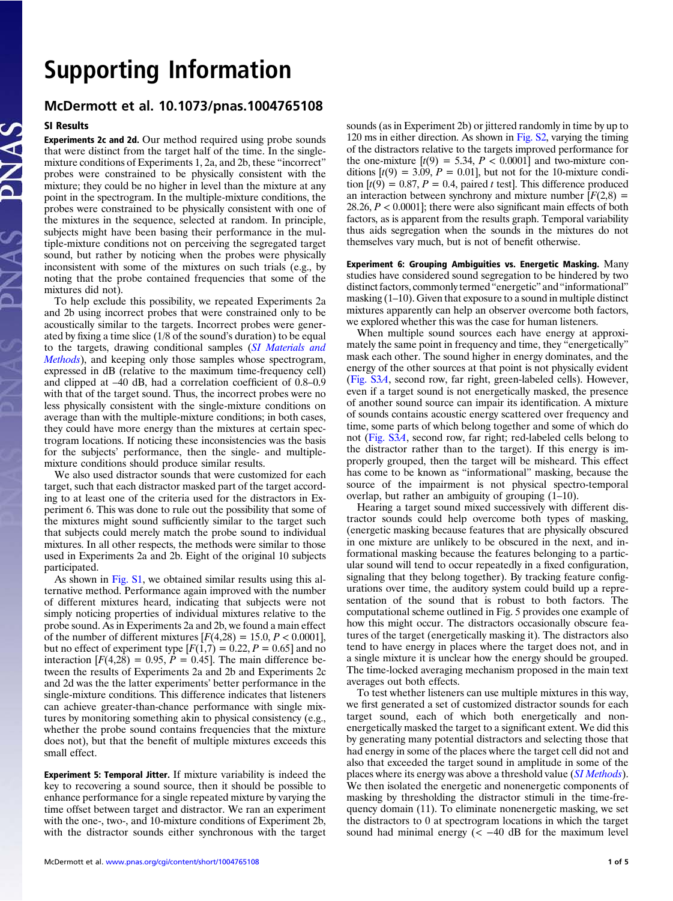# Supporting Information

## McDermott et al. 10.1073/pnas.1004765108

### SI Results

**Experiments 2c and 2d.** Our method required using probe sounds that were distinct from the target half of the time. In the single-mixture conditions of Experiments 1, 2a, and 2b, these "incorrect" probes were constrained to be physically consistent with the mixture; they could be no higher in level than the mixture at any point in the spectrogram. In the multiple-mixture conditions, the probes were constrained to be physically consistent with one of the mixtures in the sequence, selected at random. In principle, subjects might have been basing their performance in the multiple-mixture conditions not on perceiving the segregated target sound, but rather by noticing when the probes were physically inconsistent with some of the mixtures on such trials (e.g., by noting that the probe contained frequencies that some of the mixtures did not).

To help exclude this possibility, we repeated Experiments 2a and 2b using incorrect probes that were constrained only to be acoustically similar to the targets. Incorrect probes were generated by fixing a time slice (1/8 of the sound's duration) to be equal to the targets, drawing conditional samples (*SI Materials and Methods*), and keeping only those samples whose spectrogram, expressed in dB (relative to the maximum time-frequency cell) and clipped at –40 dB, had a correlation coefficient of 0.8–0.9 with that of the target sound. Thus, the incorrect probes were no less physically consistent with the single-mixture conditions on average than with the multiple-mixture conditions; in both cases, they could have more energy than the mixtures at certain spectrogram locations. If noticing these inconsistencies was the basis for the subjects' performance, then the single- and multiple-mixture conditions should produce similar results.

We also used distractor sounds that were customized for each target, such that each distractor masked part of the target according to at least one of the criteria used for the distractors in Experiment 6. This was done to rule out the possibility that some of the mixtures might sound sufficiently similar to the target such that subjects could merely match the probe sound to individual mixtures. In all other respects, the methods were similar to those used in Experiments 2a and 2b. Eight of the original 10 subjects participated.

As shown in Fig. S1, we obtained similar results using this alternative method. Performance again improved with the number of different mixtures heard, indicating that subjects were not simply noticing properties of individual mixtures relative to the probe sound. As in Experiments 2a and 2b, we found a main effect of the number of different mixtures [$F(4,28) = 15.0$, $P < 0.0001$], but no effect of experiment type [$F(1,7) = 0.22$, $P = 0.65$] and no interaction [$F(4,28) = 0.95$, $P = 0.45$]. The main difference between the results of Experiments 2a and 2b and Experiments 2c and 2d was the latter experiments' better performance in the single-mixture conditions. This difference indicates that listeners can achieve greater-than-chance performance with single mixtures by monitoring something akin to physical consistency (e.g., whether the probe sound contains frequencies that the mixture does not), but that the benefit of multiple mixtures exceeds this small effect.

**Experiment 5: Temporal Jitter.** If mixture variability is indeed the key to recovering a sound source, then it should be possible to enhance performance for a single repeated mixture by varying the time offset between target and distractor. We ran an experiment with the one-, two-, and 10-mixture conditions of Experiment 2b, with the distractor sounds either synchronous with the target sounds (as in Experiment 2b) or jittered randomly in time by up to 120 ms in either direction. As shown in Fig. S2, varying the timing of the distractors relative to the targets improved performance for the one-mixture [$t(9) = 5.34$, $P < 0.0001$] and two-mixture conditions [$t(9) = 3.09$, $P = 0.01$], but not for the 10-mixture condition [$t(9) = 0.87$, $P = 0.4$, paired $t$ test]. This difference produced an interaction between synchrony and mixture number [$F(2,8) = 28.26$, $P < 0.0001$]; there were also significant main effects of both factors, as is apparent from the results graph. Temporal variability thus aids segregation when the sounds in the mixtures do not themselves vary much, but is not of benefit otherwise.

**Experiment 6: Grouping Ambiguities vs. Energetic Masking.** Many studies have considered sound segregation to be hindered by two distinct factors, commonly termed "energetic" and "informational" masking (1–10). Given that exposure to a sound in multiple distinct mixtures apparently can help an observer overcome both factors, we explored whether this was the case for human listeners.

When multiple sound sources each have energy at approximately the same point in frequency and time, they "energetically" mask each other. The sound higher in energy dominates, and the energy of the other sources at that point is not physically evident (Fig. S3*A*, second row, far right, green-labeled cells). However, even if a target sound is not energetically masked, the presence of another sound source can impair its identification. A mixture of sounds contains acoustic energy scattered over frequency and time, some parts of which belong together and some of which do not (Fig. S3*A*, second row, far right; red-labeled cells belong to the distractor rather than to the target). If this energy is improperly grouped, then the target will be misheard. This effect has come to be known as "informational" masking, because the source of the impairment is not physical spectro-temporal overlap, but rather an ambiguity of grouping (1–10).

Hearing a target sound mixed successively with different distractor sounds could help overcome both types of masking, (energetic masking because features that are physically obscured in one mixture are unlikely to be obscured in the next, and informational masking because the features belonging to a particular sound will tend to occur repeatedly in a fixed configuration, signaling that they belong together). By tracking feature configurations over time, the auditory system could build up a representation of the sound that is robust to both factors. The computational scheme outlined in Fig. 5 provides one example of how this might occur. The distractors occasionally obscure features of the target (energetically masking it). The distractors also tend to have energy in places where the target does not, and in a single mixture it is unclear how the energy should be grouped. The time-locked averaging mechanism proposed in the main text averages out both effects.

To test whether listeners can use multiple mixtures in this way, we first generated a set of customized distractor sounds for each target sound, each of which both energetically and non-energetically masked the target to a significant extent. We did this by generating many potential distractors and selecting those that had energy in some of the places where the target cell did not and also that exceeded the target sound in amplitude in some of the places where its energy was above a threshold value (*SI Methods*). We then isolated the energetic and nonenergetic components of masking by thresholding the distractor stimuli in the time-frequency domain (11). To eliminate nonenergetic masking, we set the distractors to 0 at spectrogram locations in which the target sound had minimal energy (< −40 dB for the maximum level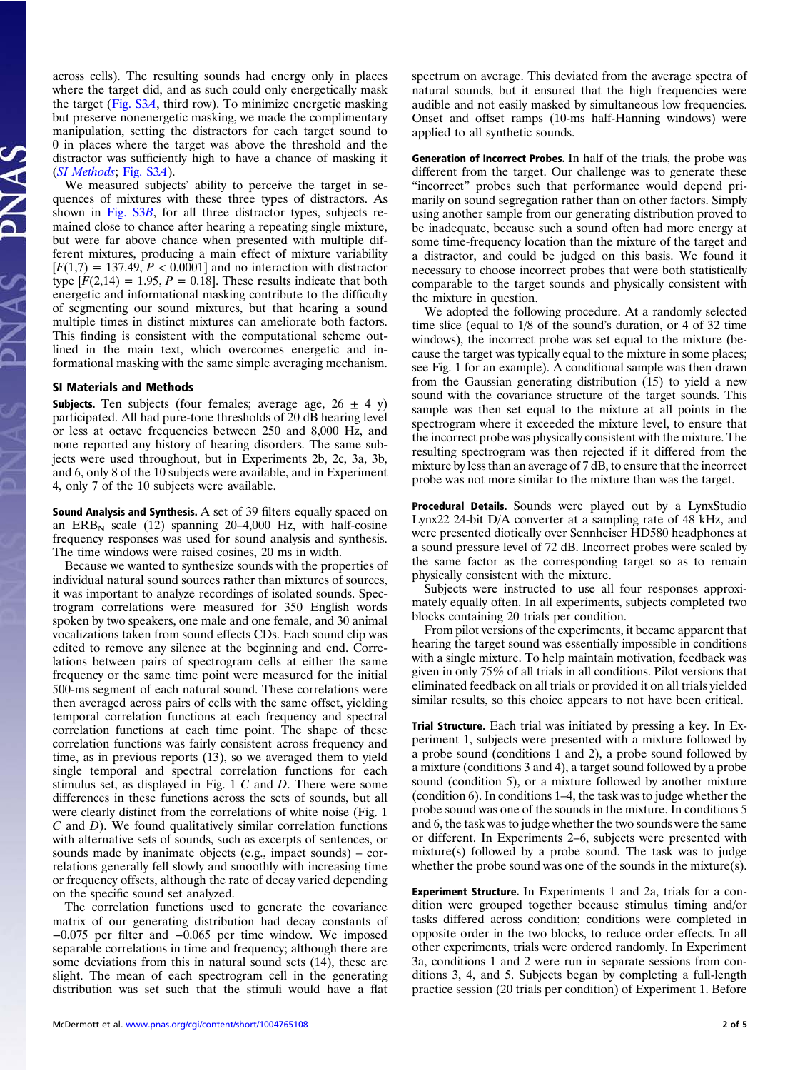across cells). The resulting sounds had energy only in places where the target did, and as such could only energetically mask the target (Fig. S3*A*, third row). To minimize energetic masking but preserve nonenergetic masking, we made the complimentary manipulation, setting the distractors for each target sound to 0 in places where the target was above the threshold and the distractor was sufficiently high to have a chance of masking it (*SI Methods*; Fig. S3*A*).

We measured subjects' ability to perceive the target in sequences of mixtures with these three types of distractors. As shown in Fig. S3*B*, for all three distractor types, subjects remained close to chance after hearing a repeating single mixture, but were far above chance when presented with multiple different mixtures, producing a main effect of mixture variability [$F(1,7) = 137.49$, $P < 0.0001$] and no interaction with distractor type [$F(2,14) = 1.95$, $P = 0.18$]. These results indicate that both energetic and informational masking contribute to the difficulty of segmenting our sound mixtures, but that hearing a sound multiple times in distinct mixtures can ameliorate both factors. This finding is consistent with the computational scheme outlined in the main text, which overcomes energetic and informational masking with the same simple averaging mechanism.

## SI Materials and Methods

**Subjects.** Ten subjects (four females; average age, 26 ± 4 y) participated. All had pure-tone thresholds of 20 dB hearing level or less at octave frequencies between 250 and 8,000 Hz, and none reported any history of hearing disorders. The same subjects were used throughout, but in Experiments 2b, 2c, 3a, 3b, and 6, only 8 of the 10 subjects were available, and in Experiment 4, only 7 of the 10 subjects were available.

**Sound Analysis and Synthesis.** A set of 39 filters equally spaced on an $\text{ERB}_\text{N}$ scale (12) spanning 20–4,000 Hz, with half-cosine frequency responses was used for sound analysis and synthesis. The time windows were raised cosines, 20 ms in width.

Because we wanted to synthesize sounds with the properties of individual natural sound sources rather than mixtures of sources, it was important to analyze recordings of isolated sounds. Spectrogram correlations were measured for 350 English words spoken by two speakers, one male and one female, and 30 animal vocalizations taken from sound effects CDs. Each sound clip was edited to remove any silence at the beginning and end. Correlations between pairs of spectrogram cells at either the same frequency or the same time point were measured for the initial 500-ms segment of each natural sound. These correlations were then averaged across pairs of cells with the same offset, yielding temporal correlation functions at each frequency and spectral correlation functions at each time point. The shape of these correlation functions was fairly consistent across frequency and time, as in previous reports (13), so we averaged them to yield single temporal and spectral correlation functions for each stimulus set, as displayed in Fig. 1 *C* and *D*. There were some differences in these functions across the sets of sounds, but all were clearly distinct from the correlations of white noise (Fig. 1 *C* and *D*). We found qualitatively similar correlation functions with alternative sets of sounds, such as excerpts of sentences, or sounds made by inanimate objects (e.g., impact sounds) – correlations generally fell slowly and smoothly with increasing time or frequency offsets, although the rate of decay varied depending on the specific sound set analyzed.

The correlation functions used to generate the covariance matrix of our generating distribution had decay constants of −0.075 per filter and −0.065 per time window. We imposed separable correlations in time and frequency; although there are some deviations from this in natural sound sets (14), these are slight. The mean of each spectrogram cell in the generating distribution was set such that the stimuli would have a flat spectrum on average. This deviated from the average spectra of natural sounds, but it ensured that the high frequencies were audible and not easily masked by simultaneous low frequencies. Onset and offset ramps (10-ms half-Hanning windows) were applied to all synthetic sounds.

**Generation of Incorrect Probes.** In half of the trials, the probe was different from the target. Our challenge was to generate these "incorrect" probes such that performance would depend primarily on sound segregation rather than on other factors. Simply using another sample from our generating distribution proved to be inadequate, because such a sound often had more energy at some time-frequency location than the mixture of the target and a distractor, and could be judged on this basis. We found it necessary to choose incorrect probes that were both statistically comparable to the target sounds and physically consistent with the mixture in question.

We adopted the following procedure. At a randomly selected time slice (equal to 1/8 of the sound's duration, or 4 of 32 time windows), the incorrect probe was set equal to the mixture (because the target was typically equal to the mixture in some places; see Fig. 1 for an example). A conditional sample was then drawn from the Gaussian generating distribution (15) to yield a new sound with the covariance structure of the target sounds. This sample was then set equal to the mixture at all points in the spectrogram where it exceeded the mixture level, to ensure that the incorrect probe was physically consistent with the mixture. The resulting spectrogram was then rejected if it differed from the mixture by less than an average of 7 dB, to ensure that the incorrect probe was not more similar to the mixture than was the target.

**Procedural Details.** Sounds were played out by a LynxStudio Lynx22 24-bit D/A converter at a sampling rate of 48 kHz, and were presented diotically over Sennheiser HD580 headphones at a sound pressure level of 72 dB. Incorrect probes were scaled by the same factor as the corresponding target so as to remain physically consistent with the mixture.

Subjects were instructed to use all four responses approximately equally often. In all experiments, subjects completed two blocks containing 20 trials per condition.

From pilot versions of the experiments, it became apparent that hearing the target sound was essentially impossible in conditions with a single mixture. To help maintain motivation, feedback was given in only 75% of all trials in all conditions. Pilot versions that eliminated feedback on all trials or provided it on all trials yielded similar results, so this choice appears to not have been critical.

**Trial Structure.** Each trial was initiated by pressing a key. In Experiment 1, subjects were presented with a mixture followed by a probe sound (conditions 1 and 2), a probe sound followed by a mixture (conditions 3 and 4), a target sound followed by a probe sound (condition 5), or a mixture followed by another mixture (condition 6). In conditions 1–4, the task was to judge whether the probe sound was one of the sounds in the mixture. In conditions 5 and 6, the task was to judge whether the two sounds were the same or different. In Experiments 2–6, subjects were presented with mixture(s) followed by a probe sound. The task was to judge whether the probe sound was one of the sounds in the mixture(s).

**Experiment Structure.** In Experiments 1 and 2a, trials for a condition were grouped together because stimulus timing and/or tasks differed across condition; conditions were completed in opposite order in the two blocks, to reduce order effects. In all other experiments, trials were ordered randomly. In Experiment 3a, conditions 1 and 2 were run in separate sessions from conditions 3, 4, and 5. Subjects began by completing a full-length practice session (20 trials per condition) of Experiment 1. Before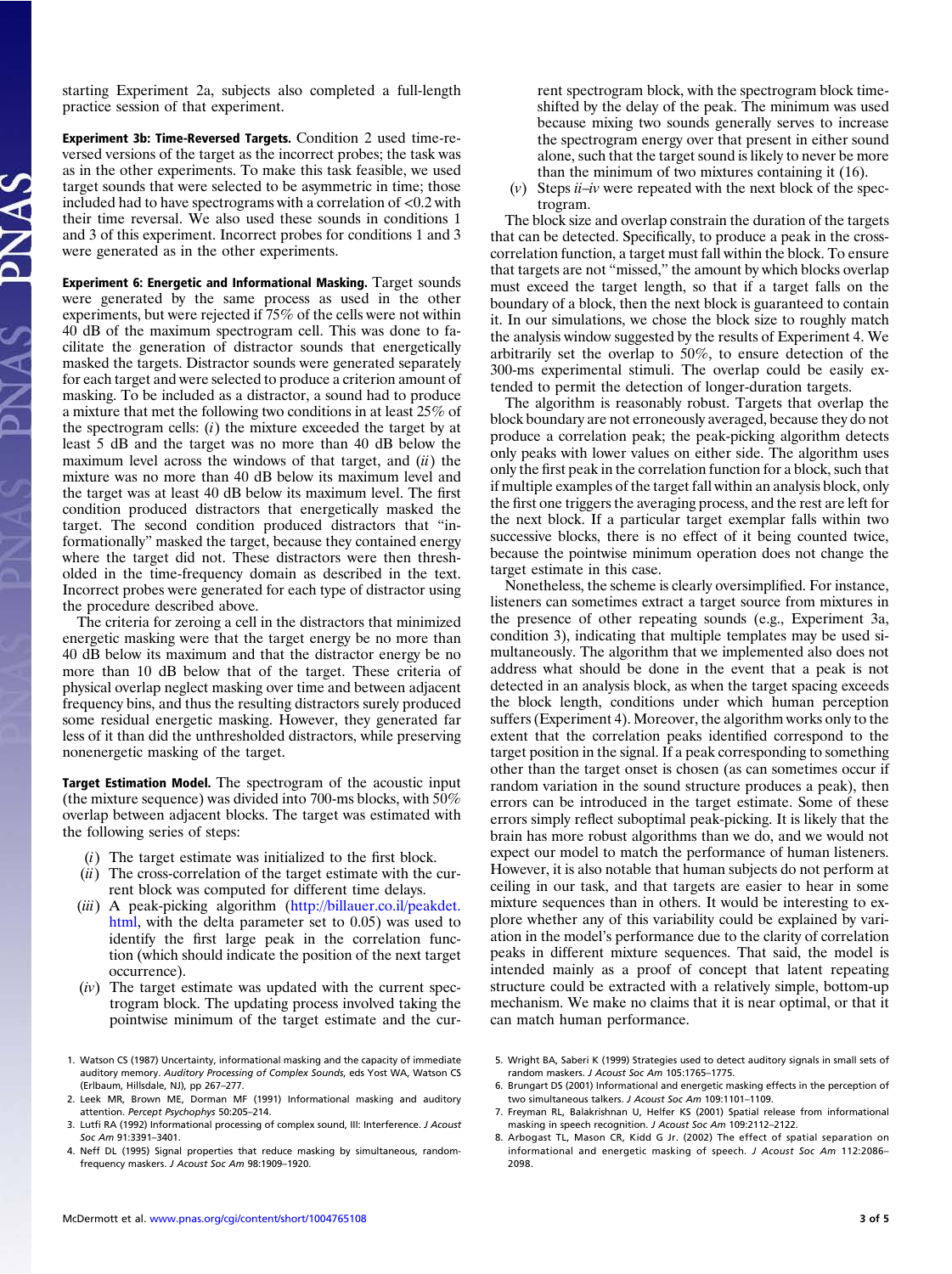starting Experiment 2a, subjects also completed a full-length practice session of that experiment.

**Experiment 3b: Time-Reversed Targets.** Condition 2 used time-reversed versions of the target as the incorrect probes; the task was as in the other experiments. To make this task feasible, we used target sounds that were selected to be asymmetric in time; those included had to have spectrograms with a correlation of <0.2 with their time reversal. We also used these sounds in conditions 1 and 3 of this experiment. Incorrect probes for conditions 1 and 3 were generated as in the other experiments.

**Experiment 6: Energetic and Informational Masking.** Target sounds were generated by the same process as used in the other experiments, but were rejected if 75% of the cells were not within 40 dB of the maximum spectrogram cell. This was done to facilitate the generation of distractor sounds that energetically masked the targets. Distractor sounds were generated separately for each target and were selected to produce a criterion amount of masking. To be included as a distractor, a sound had to produce a mixture that met the following two conditions in at least 25% of the spectrogram cells: (*i*) the mixture exceeded the target by at least 5 dB and the target was no more than 40 dB below the maximum level across the windows of that target, and (*ii*) the mixture was no more than 40 dB below its maximum level and the target was at least 40 dB below its maximum level. The first condition produced distractors that energetically masked the target. The second condition produced distractors that "informationally" masked the target, because they contained energy where the target did not. These distractors were then thresholded in the time-frequency domain as described in the text. Incorrect probes were generated for each type of distractor using the procedure described above.

The criteria for zeroing a cell in the distractors that minimized energetic masking were that the target energy be no more than 40 dB below its maximum and that the distractor energy be no more than 10 dB below that of the target. These criteria of physical overlap neglect masking over time and between adjacent frequency bins, and thus the resulting distractors surely produced some residual energetic masking. However, they generated far less of it than did the unthresholded distractors, while preserving nonenergetic masking of the target.

**Target Estimation Model.** The spectrogram of the acoustic input (the mixture sequence) was divided into 700-ms blocks, with 50% overlap between adjacent blocks. The target was estimated with the following series of steps:

(*i*) The target estimate was initialized to the first block.

(*ii*) The cross-correlation of the target estimate with the current block was computed for different time delays.

(*iii*) A peak-picking algorithm (http://billauer.co.il/peakdet.html, with the delta parameter set to 0.05) was used to identify the first large peak in the correlation function (which should indicate the position of the next target occurrence).

(*iv*) The target estimate was updated with the current spectrogram block. The updating process involved taking the pointwise minimum of the target estimate and the current spectrogram block, with the spectrogram block time-shifted by the delay of the peak. The minimum was used because mixing two sounds generally serves to increase the spectrogram energy over that present in either sound alone, such that the target sound is likely to never be more than the minimum of two mixtures containing it (16).

(*v*) Steps *ii*–*iv* were repeated with the next block of the spectrogram.

The block size and overlap constrain the duration of the targets that can be detected. Specifically, to produce a peak in the cross-correlation function, a target must fall within the block. To ensure that targets are not "missed," the amount by which blocks overlap must exceed the target length, so that if a target falls on the boundary of a block, then the next block is guaranteed to contain it. In our simulations, we chose the block size to roughly match the analysis window suggested by the results of Experiment 4. We arbitrarily set the overlap to 50%, to ensure detection of the 300-ms experimental stimuli. The overlap could be easily extended to permit the detection of longer-duration targets.

The algorithm is reasonably robust. Targets that overlap the block boundary are not erroneously averaged, because they do not produce a correlation peak; the peak-picking algorithm detects only peaks with lower values on either side. The algorithm uses only the first peak in the correlation function for a block, such that if multiple examples of the target fall within an analysis block, only the first one triggers the averaging process, and the rest are left for the next block. If a particular target exemplar falls within two successive blocks, there is no effect of it being counted twice, because the pointwise minimum operation does not change the target estimate in this case.

Nonetheless, the scheme is clearly oversimplified. For instance, listeners can sometimes extract a target source from mixtures in the presence of other repeating sounds (e.g., Experiment 3a, condition 3), indicating that multiple templates may be used simultaneously. The algorithm that we implemented also does not address what should be done in the event that a peak is not detected in an analysis block, as when the target spacing exceeds the block length, conditions under which human perception suffers (Experiment 4). Moreover, the algorithm works only to the extent that the correlation peaks identified correspond to the target position in the signal. If a peak corresponding to something other than the target onset is chosen (as can sometimes occur if random variation in the sound structure produces a peak), then errors can be introduced in the target estimate. Some of these errors simply reflect suboptimal peak-picking. It is likely that the brain has more robust algorithms than we do, and we would not expect our model to match the performance of human listeners. However, it is also notable that human subjects do not perform at ceiling in our task, and that targets are easier to hear in some mixture sequences than in others. It would be interesting to explore whether any of this variability could be explained by variation in the model's performance due to the clarity of correlation peaks in different mixture sequences. That said, the model is intended mainly as a proof of concept that latent repeating structure could be extracted with a relatively simple, bottom-up mechanism. We make no claims that it is near optimal, or that it can match human performance.

1. Watson CS (1987) Uncertainty, informational masking and the capacity of immediate auditory memory. *Auditory Processing of Complex Sounds*, eds Yost WA, Watson CS (Erlbaum, Hillsdale, NJ), pp 267–277.
2. Leek MR, Brown ME, Dorman MF (1991) Informational masking and auditory attention. *Percept Psychophys* 50:205–214.
3. Lutfi RA (1992) Informational processing of complex sound, III: Interference. *J Acoust Soc Am* 91:3391–3401.
4. Neff DL (1995) Signal properties that reduce masking by simultaneous, random-frequency maskers. *J Acoust Soc Am* 98:1909–1920.
5. Wright BA, Saberi K (1999) Strategies used to detect auditory signals in small sets of random maskers. *J Acoust Soc Am* 105:1765–1775.
6. Brungart DS (2001) Informational and energetic masking effects in the perception of two simultaneous talkers. *J Acoust Soc Am* 109:1101–1109.
7. Freyman RL, Balakrishnan U, Helfer KS (2001) Spatial release from informational masking in speech recognition. *J Acoust Soc Am* 109:2112–2122.
8. Arbogast TL, Mason CR, Kidd G Jr. (2002) The effect of spatial separation on informational and energetic masking of speech. *J Acoust Soc Am* 112:2086–2098.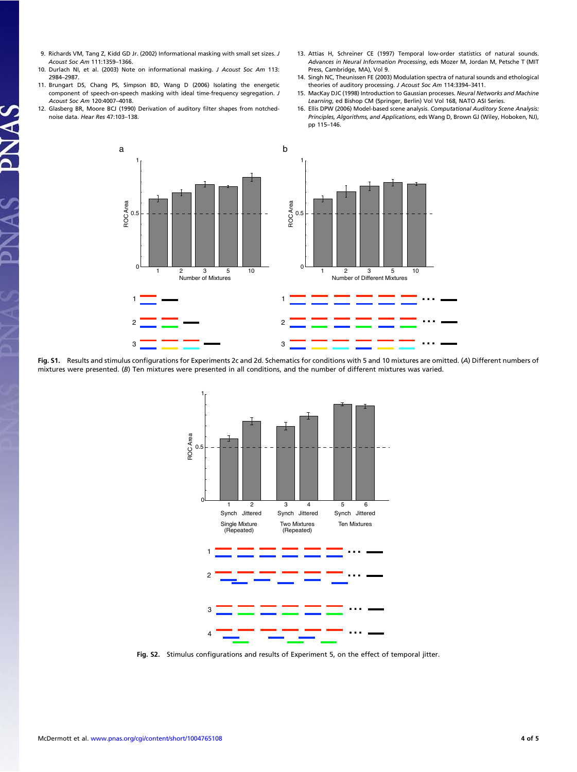9. Richards VM, Tang Z, Kidd GD Jr. (2002) Informational masking with small set sizes. *J Acoust Soc Am* 111:1359–1366.
10. Durlach NI, et al. (2003) Note on informational masking. *J Acoust Soc Am* 113: 2984–2987.
11. Brungart DS, Chang PS, Simpson BD, Wang D (2006) Isolating the energetic component of speech-on-speech masking with ideal time-frequency segregation. *J Acoust Soc Am* 120:4007–4018.
12. Glasberg BR, Moore BCJ (1990) Derivation of auditory filter shapes from notched-noise data. *Hear Res* 47:103–138.
13. Attias H, Schreiner CE (1997) Temporal low-order statistics of natural sounds. *Advances in Neural Information Processing*, eds Mozer M, Jordan M, Petsche T (MIT Press, Cambridge, MA), Vol 9.
14. Singh NC, Theunissen FE (2003) Modulation spectra of natural sounds and ethological theories of auditory processing. *J Acoust Soc Am* 114:3394–3411.
15. MacKay DJC (1998) Introduction to Gaussian processes. *Neural Networks and Machine Learning*, ed Bishop CM (Springer, Berlin) Vol Vol 168, NATO ASI Series.
16. Ellis DPW (2006) Model-based scene analysis. *Computational Auditory Scene Analysis: Principles, Algorithms, and Applications*, eds Wang D, Brown GJ (Wiley, Hoboken, NJ), pp 115–146.

**Fig. S1.** Results and stimulus configurations for Experiments 2c and 2d. Schematics for conditions with 5 and 10 mixtures are omitted. (*A*) Different numbers of mixtures were presented. (*B*) Ten mixtures were presented in all conditions, and the number of different mixtures was varied.

**Fig. S2.** Stimulus configurations and results of Experiment 5, on the effect of temporal jitter.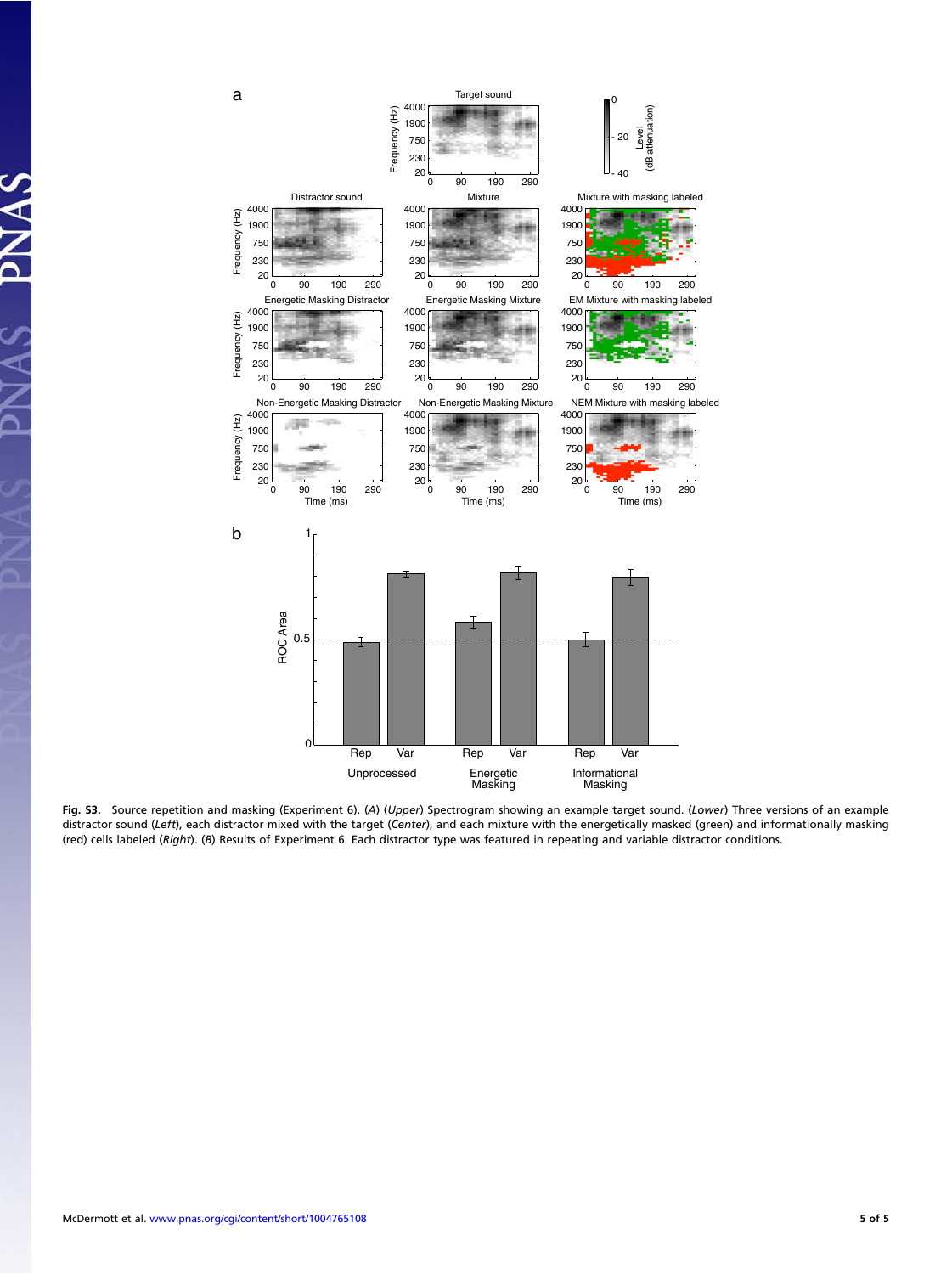a

Target sound

Frequency (Hz)
4000
1900
750
230
20
0 90 190 290

0
- 20
- 40
Level (dB attenuation)

Distractor sound

Mixture

Mixture with masking labeled

Energetic Masking Distractor

Energetic Masking Mixture

EM Mixture with masking labeled

Non-Energetic Masking Distractor

Non-Energetic Masking Mixture

NEM Mixture with masking labeled

Time (ms)

b

ROC Area
1
0.5
0

Rep Var Rep Var Rep Var

Unprocessed

Energetic Masking

Informational Masking

**Fig. S3.** Source repetition and masking (Experiment 6). (*A*) (*Upper*) Spectrogram showing an example target sound. (*Lower*) Three versions of an example distractor sound (*Left*), each distractor mixed with the target (*Center*), and each mixture with the energetically masked (green) and informationally masking (red) cells labeled (*Right*). (*B*) Results of Experiment 6. Each distractor type was featured in repeating and variable distractor conditions.